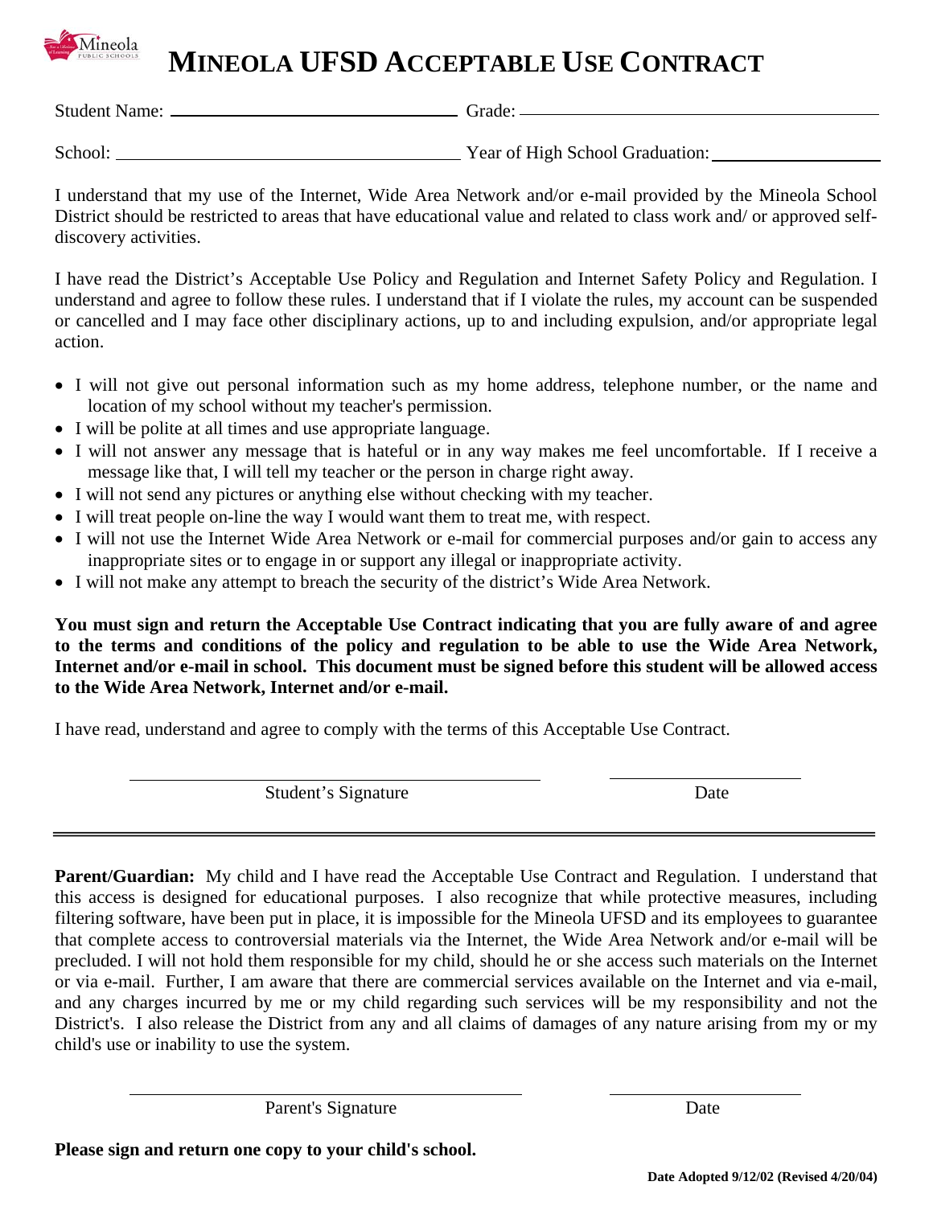# MINEOLA UFSD ACCEPTABLE USE CONTRACT

Student Name: ______________________________ Grade: ______________________________

School: ______________________________ Year of High School Graduation: ________________

I understand that my use of the Internet, Wide Area Network and/or e-mail provided by the Mineola School District should be restricted to areas that have educational value and related to class work and/ or approved self-discovery activities.

I have read the District's Acceptable Use Policy and Regulation and Internet Safety Policy and Regulation. I understand and agree to follow these rules. I understand that if I violate the rules, my account can be suspended or cancelled and I may face other disciplinary actions, up to and including expulsion, and/or appropriate legal action.

- I will not give out personal information such as my home address, telephone number, or the name and location of my school without my teacher's permission.
- I will be polite at all times and use appropriate language.
- I will not answer any message that is hateful or in any way makes me feel uncomfortable. If I receive a message like that, I will tell my teacher or the person in charge right away.
- I will not send any pictures or anything else without checking with my teacher.
- I will treat people on-line the way I would want them to treat me, with respect.
- I will not use the Internet Wide Area Network or e-mail for commercial purposes and/or gain to access any inappropriate sites or to engage in or support any illegal or inappropriate activity.
- I will not make any attempt to breach the security of the district's Wide Area Network.

**You must sign and return the Acceptable Use Contract indicating that you are fully aware of and agree to the terms and conditions of the policy and regulation to be able to use the Wide Area Network, Internet and/or e-mail in school. This document must be signed before this student will be allowed access to the Wide Area Network, Internet and/or e-mail.**

I have read, understand and agree to comply with the terms of this Acceptable Use Contract.

______________________________ ________________

Student's Signature Date

---

**Parent/Guardian:** My child and I have read the Acceptable Use Contract and Regulation. I understand that this access is designed for educational purposes. I also recognize that while protective measures, including filtering software, have been put in place, it is impossible for the Mineola UFSD and its employees to guarantee that complete access to controversial materials via the Internet, the Wide Area Network and/or e-mail will be precluded. I will not hold them responsible for my child, should he or she access such materials on the Internet or via e-mail. Further, I am aware that there are commercial services available on the Internet and via e-mail, and any charges incurred by me or my child regarding such services will be my responsibility and not the District's. I also release the District from any and all claims of damages of any nature arising from my or my child's use or inability to use the system.

______________________________ ________________

Parent's Signature Date

**Please sign and return one copy to your child's school.**

**Date Adopted 9/12/02 (Revised 4/20/04)**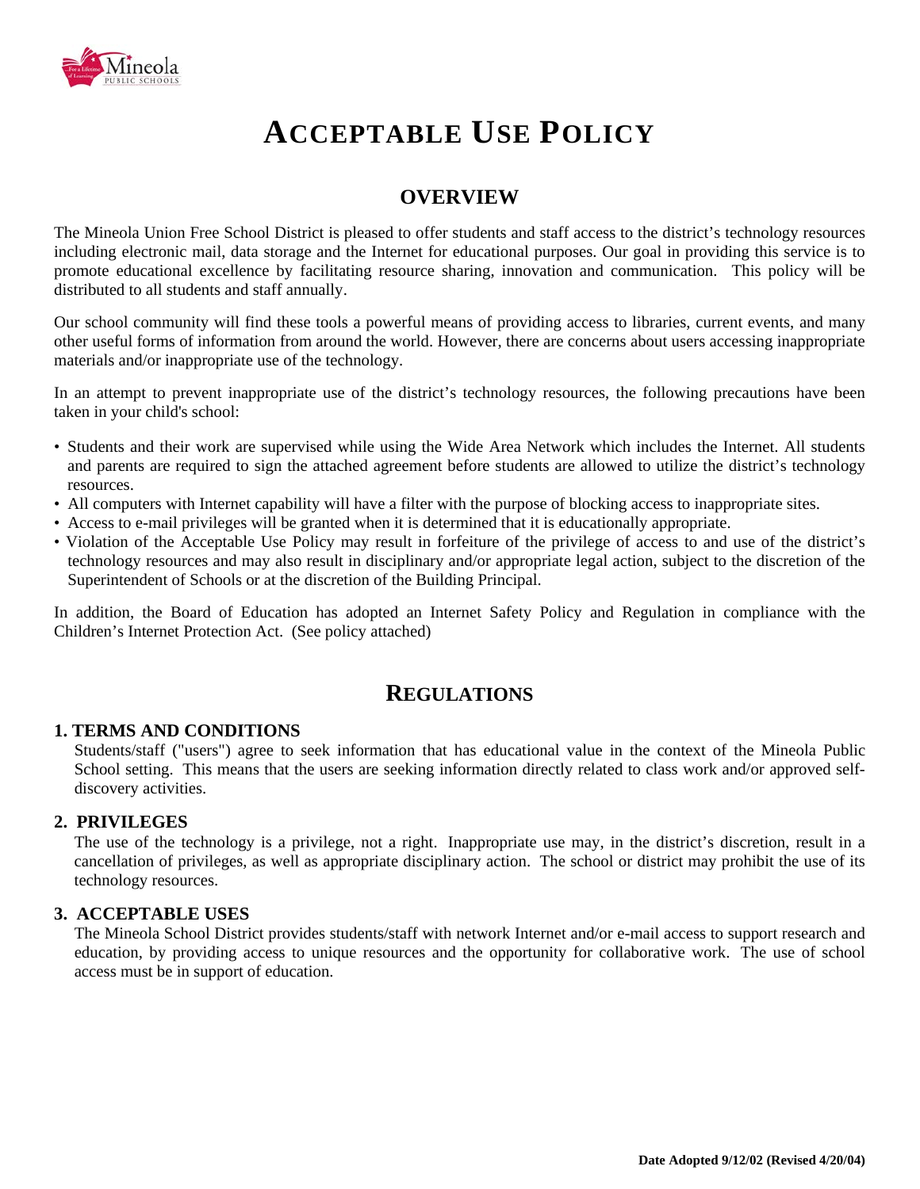# ACCEPTABLE USE POLICY

## OVERVIEW

The Mineola Union Free School District is pleased to offer students and staff access to the district's technology resources including electronic mail, data storage and the Internet for educational purposes. Our goal in providing this service is to promote educational excellence by facilitating resource sharing, innovation and communication. This policy will be distributed to all students and staff annually.

Our school community will find these tools a powerful means of providing access to libraries, current events, and many other useful forms of information from around the world. However, there are concerns about users accessing inappropriate materials and/or inappropriate use of the technology.

In an attempt to prevent inappropriate use of the district's technology resources, the following precautions have been taken in your child's school:

- Students and their work are supervised while using the Wide Area Network which includes the Internet. All students and parents are required to sign the attached agreement before students are allowed to utilize the district's technology resources.
- All computers with Internet capability will have a filter with the purpose of blocking access to inappropriate sites.
- Access to e-mail privileges will be granted when it is determined that it is educationally appropriate.
- Violation of the Acceptable Use Policy may result in forfeiture of the privilege of access to and use of the district's technology resources and may also result in disciplinary and/or appropriate legal action, subject to the discretion of the Superintendent of Schools or at the discretion of the Building Principal.

In addition, the Board of Education has adopted an Internet Safety Policy and Regulation in compliance with the Children's Internet Protection Act. (See policy attached)

## REGULATIONS

### 1. TERMS AND CONDITIONS

Students/staff ("users") agree to seek information that has educational value in the context of the Mineola Public School setting. This means that the users are seeking information directly related to class work and/or approved self-discovery activities.

### 2. PRIVILEGES

The use of the technology is a privilege, not a right. Inappropriate use may, in the district's discretion, result in a cancellation of privileges, as well as appropriate disciplinary action. The school or district may prohibit the use of its technology resources.

### 3. ACCEPTABLE USES

The Mineola School District provides students/staff with network Internet and/or e-mail access to support research and education, by providing access to unique resources and the opportunity for collaborative work. The use of school access must be in support of education.

**Date Adopted 9/12/02 (Revised 4/20/04)**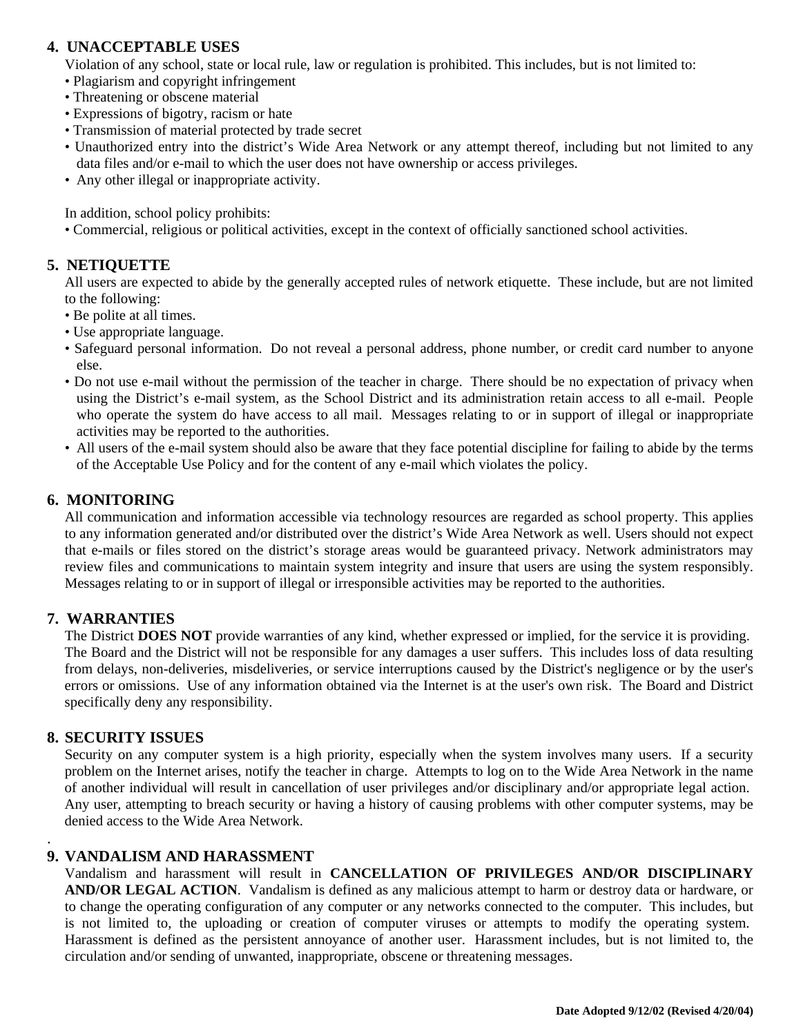## 4. UNACCEPTABLE USES

Violation of any school, state or local rule, law or regulation is prohibited. This includes, but is not limited to:

- Plagiarism and copyright infringement
- Threatening or obscene material
- Expressions of bigotry, racism or hate
- Transmission of material protected by trade secret
- Unauthorized entry into the district's Wide Area Network or any attempt thereof, including but not limited to any data files and/or e-mail to which the user does not have ownership or access privileges.
- Any other illegal or inappropriate activity.

In addition, school policy prohibits:

- Commercial, religious or political activities, except in the context of officially sanctioned school activities.

## 5. NETIQUETTE

All users are expected to abide by the generally accepted rules of network etiquette. These include, but are not limited to the following:

- Be polite at all times.
- Use appropriate language.
- Safeguard personal information. Do not reveal a personal address, phone number, or credit card number to anyone else.
- Do not use e-mail without the permission of the teacher in charge. There should be no expectation of privacy when using the District's e-mail system, as the School District and its administration retain access to all e-mail. People who operate the system do have access to all mail. Messages relating to or in support of illegal or inappropriate activities may be reported to the authorities.
- All users of the e-mail system should also be aware that they face potential discipline for failing to abide by the terms of the Acceptable Use Policy and for the content of any e-mail which violates the policy.

## 6. MONITORING

All communication and information accessible via technology resources are regarded as school property. This applies to any information generated and/or distributed over the district's Wide Area Network as well. Users should not expect that e-mails or files stored on the district's storage areas would be guaranteed privacy. Network administrators may review files and communications to maintain system integrity and insure that users are using the system responsibly. Messages relating to or in support of illegal or irresponsible activities may be reported to the authorities.

## 7. WARRANTIES

The District **DOES NOT** provide warranties of any kind, whether expressed or implied, for the service it is providing. The Board and the District will not be responsible for any damages a user suffers. This includes loss of data resulting from delays, non-deliveries, misdeliveries, or service interruptions caused by the District's negligence or by the user's errors or omissions. Use of any information obtained via the Internet is at the user's own risk. The Board and District specifically deny any responsibility.

## 8. SECURITY ISSUES

Security on any computer system is a high priority, especially when the system involves many users. If a security problem on the Internet arises, notify the teacher in charge. Attempts to log on to the Wide Area Network in the name of another individual will result in cancellation of user privileges and/or disciplinary and/or appropriate legal action. Any user, attempting to breach security or having a history of causing problems with other computer systems, may be denied access to the Wide Area Network.

## 9. VANDALISM AND HARASSMENT

Vandalism and harassment will result in **CANCELLATION OF PRIVILEGES AND/OR DISCIPLINARY AND/OR LEGAL ACTION**. Vandalism is defined as any malicious attempt to harm or destroy data or hardware, or to change the operating configuration of any computer or any networks connected to the computer. This includes, but is not limited to, the uploading or creation of computer viruses or attempts to modify the operating system. Harassment is defined as the persistent annoyance of another user. Harassment includes, but is not limited to, the circulation and/or sending of unwanted, inappropriate, obscene or threatening messages.

**Date Adopted 9/12/02 (Revised 4/20/04)**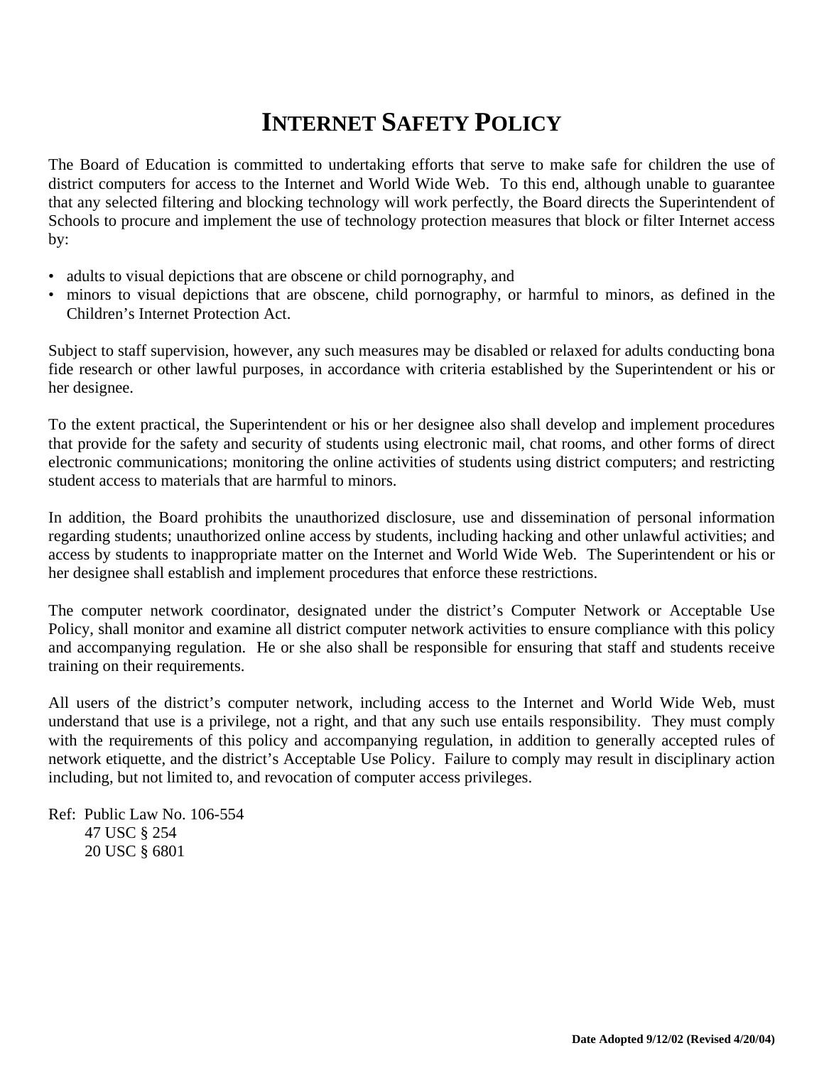# INTERNET SAFETY POLICY

The Board of Education is committed to undertaking efforts that serve to make safe for children the use of district computers for access to the Internet and World Wide Web. To this end, although unable to guarantee that any selected filtering and blocking technology will work perfectly, the Board directs the Superintendent of Schools to procure and implement the use of technology protection measures that block or filter Internet access by:

- adults to visual depictions that are obscene or child pornography, and
- minors to visual depictions that are obscene, child pornography, or harmful to minors, as defined in the Children's Internet Protection Act.

Subject to staff supervision, however, any such measures may be disabled or relaxed for adults conducting bona fide research or other lawful purposes, in accordance with criteria established by the Superintendent or his or her designee.

To the extent practical, the Superintendent or his or her designee also shall develop and implement procedures that provide for the safety and security of students using electronic mail, chat rooms, and other forms of direct electronic communications; monitoring the online activities of students using district computers; and restricting student access to materials that are harmful to minors.

In addition, the Board prohibits the unauthorized disclosure, use and dissemination of personal information regarding students; unauthorized online access by students, including hacking and other unlawful activities; and access by students to inappropriate matter on the Internet and World Wide Web. The Superintendent or his or her designee shall establish and implement procedures that enforce these restrictions.

The computer network coordinator, designated under the district's Computer Network or Acceptable Use Policy, shall monitor and examine all district computer network activities to ensure compliance with this policy and accompanying regulation. He or she also shall be responsible for ensuring that staff and students receive training on their requirements.

All users of the district's computer network, including access to the Internet and World Wide Web, must understand that use is a privilege, not a right, and that any such use entails responsibility. They must comply with the requirements of this policy and accompanying regulation, in addition to generally accepted rules of network etiquette, and the district's Acceptable Use Policy. Failure to comply may result in disciplinary action including, but not limited to, and revocation of computer access privileges.

Ref: Public Law No. 106-554
47 USC § 254
20 USC § 6801

**Date Adopted 9/12/02 (Revised 4/20/04)**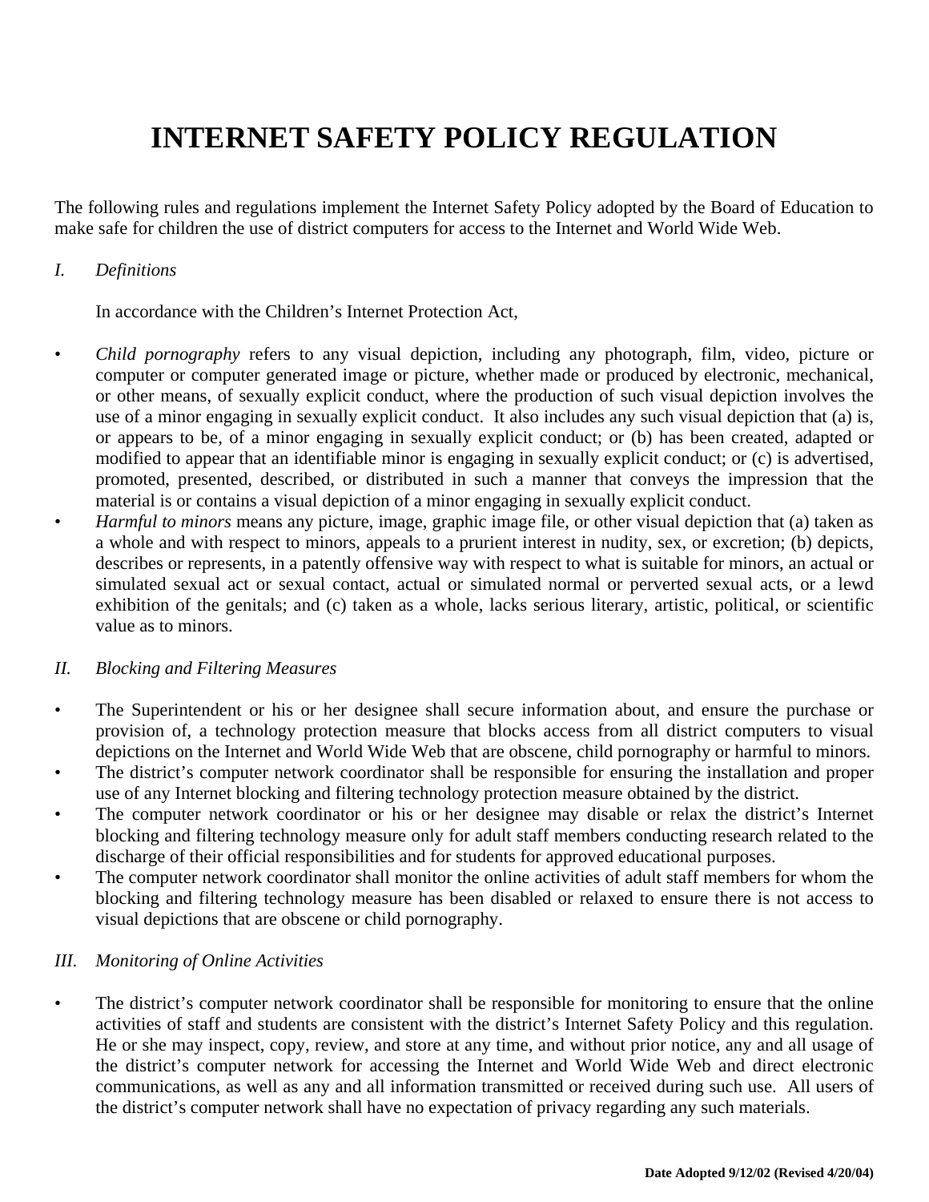# INTERNET SAFETY POLICY REGULATION

The following rules and regulations implement the Internet Safety Policy adopted by the Board of Education to make safe for children the use of district computers for access to the Internet and World Wide Web.

## *I. Definitions*

In accordance with the Children's Internet Protection Act,

- *Child pornography* refers to any visual depiction, including any photograph, film, video, picture or computer or computer generated image or picture, whether made or produced by electronic, mechanical, or other means, of sexually explicit conduct, where the production of such visual depiction involves the use of a minor engaging in sexually explicit conduct. It also includes any such visual depiction that (a) is, or appears to be, of a minor engaging in sexually explicit conduct; or (b) has been created, adapted or modified to appear that an identifiable minor is engaging in sexually explicit conduct; or (c) is advertised, promoted, presented, described, or distributed in such a manner that conveys the impression that the material is or contains a visual depiction of a minor engaging in sexually explicit conduct.
- *Harmful to minors* means any picture, image, graphic image file, or other visual depiction that (a) taken as a whole and with respect to minors, appeals to a prurient interest in nudity, sex, or excretion; (b) depicts, describes or represents, in a patently offensive way with respect to what is suitable for minors, an actual or simulated sexual act or sexual contact, actual or simulated normal or perverted sexual acts, or a lewd exhibition of the genitals; and (c) taken as a whole, lacks serious literary, artistic, political, or scientific value as to minors.

## *II. Blocking and Filtering Measures*

- The Superintendent or his or her designee shall secure information about, and ensure the purchase or provision of, a technology protection measure that blocks access from all district computers to visual depictions on the Internet and World Wide Web that are obscene, child pornography or harmful to minors.
- The district's computer network coordinator shall be responsible for ensuring the installation and proper use of any Internet blocking and filtering technology protection measure obtained by the district.
- The computer network coordinator or his or her designee may disable or relax the district's Internet blocking and filtering technology measure only for adult staff members conducting research related to the discharge of their official responsibilities and for students for approved educational purposes.
- The computer network coordinator shall monitor the online activities of adult staff members for whom the blocking and filtering technology measure has been disabled or relaxed to ensure there is not access to visual depictions that are obscene or child pornography.

## *III. Monitoring of Online Activities*

- The district's computer network coordinator shall be responsible for monitoring to ensure that the online activities of staff and students are consistent with the district's Internet Safety Policy and this regulation. He or she may inspect, copy, review, and store at any time, and without prior notice, any and all usage of the district's computer network for accessing the Internet and World Wide Web and direct electronic communications, as well as any and all information transmitted or received during such use. All users of the district's computer network shall have no expectation of privacy regarding any such materials.

**Date Adopted 9/12/02 (Revised 4/20/04)**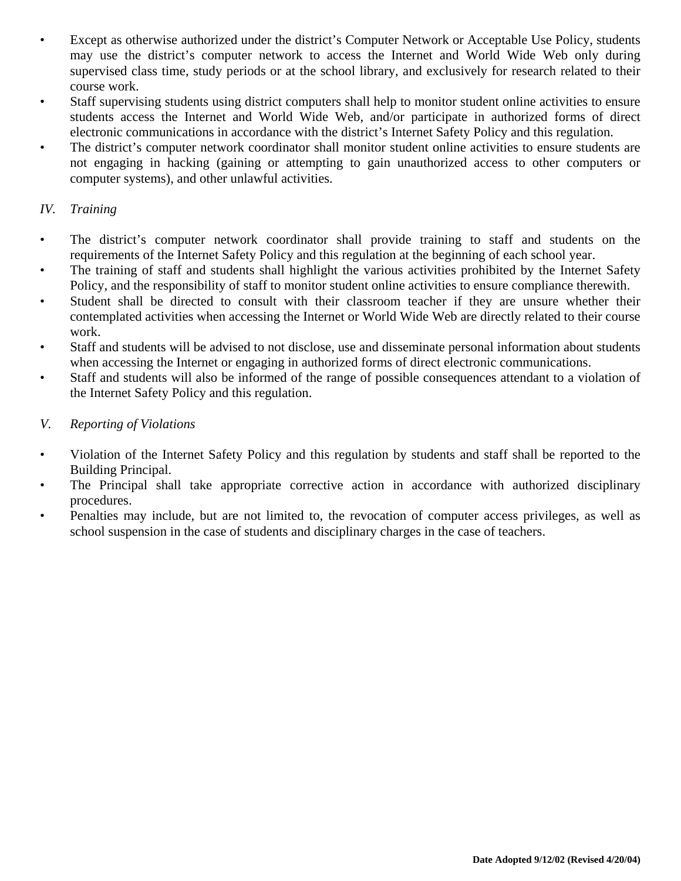- Except as otherwise authorized under the district's Computer Network or Acceptable Use Policy, students may use the district's computer network to access the Internet and World Wide Web only during supervised class time, study periods or at the school library, and exclusively for research related to their course work.
- Staff supervising students using district computers shall help to monitor student online activities to ensure students access the Internet and World Wide Web, and/or participate in authorized forms of direct electronic communications in accordance with the district's Internet Safety Policy and this regulation.
- The district's computer network coordinator shall monitor student online activities to ensure students are not engaging in hacking (gaining or attempting to gain unauthorized access to other computers or computer systems), and other unlawful activities.

## *IV. Training*

- The district's computer network coordinator shall provide training to staff and students on the requirements of the Internet Safety Policy and this regulation at the beginning of each school year.
- The training of staff and students shall highlight the various activities prohibited by the Internet Safety Policy, and the responsibility of staff to monitor student online activities to ensure compliance therewith.
- Student shall be directed to consult with their classroom teacher if they are unsure whether their contemplated activities when accessing the Internet or World Wide Web are directly related to their course work.
- Staff and students will be advised to not disclose, use and disseminate personal information about students when accessing the Internet or engaging in authorized forms of direct electronic communications.
- Staff and students will also be informed of the range of possible consequences attendant to a violation of the Internet Safety Policy and this regulation.

## *V. Reporting of Violations*

- Violation of the Internet Safety Policy and this regulation by students and staff shall be reported to the Building Principal.
- The Principal shall take appropriate corrective action in accordance with authorized disciplinary procedures.
- Penalties may include, but are not limited to, the revocation of computer access privileges, as well as school suspension in the case of students and disciplinary charges in the case of teachers.

**Date Adopted 9/12/02 (Revised 4/20/04)**